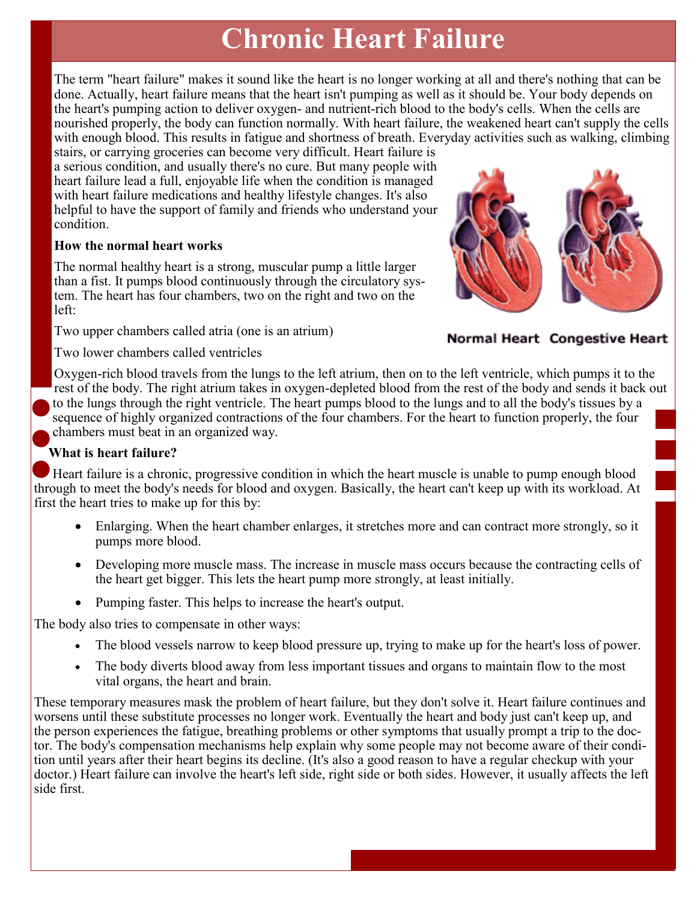# Chronic Heart Failure

The term "heart failure" makes it sound like the heart is no longer working at all and there's nothing that can be done. Actually, heart failure means that the heart isn't pumping as well as it should be. Your body depends on the heart's pumping action to deliver oxygen- and nutrient-rich blood to the body's cells. When the cells are nourished properly, the body can function normally. With heart failure, the weakened heart can't supply the cells with enough blood. This results in fatigue and shortness of breath. Everyday activities such as walking, climbing stairs, or carrying groceries can become very difficult. Heart failure is a serious condition, and usually there's no cure. But many people with heart failure lead a full, enjoyable life when the condition is managed with heart failure medications and healthy lifestyle changes. It's also helpful to have the support of family and friends who understand your condition.

Normal Heart Congestive Heart

**How the normal heart works**

The normal healthy heart is a strong, muscular pump a little larger than a fist. It pumps blood continuously through the circulatory system. The heart has four chambers, two on the right and two on the left:

Two upper chambers called atria (one is an atrium)

Two lower chambers called ventricles

Oxygen-rich blood travels from the lungs to the left atrium, then on to the left ventricle, which pumps it to the rest of the body. The right atrium takes in oxygen-depleted blood from the rest of the body and sends it back out to the lungs through the right ventricle. The heart pumps blood to the lungs and to all the body's tissues by a sequence of highly organized contractions of the four chambers. For the heart to function properly, the four chambers must beat in an organized way.

**What is heart failure?**

Heart failure is a chronic, progressive condition in which the heart muscle is unable to pump enough blood through to meet the body's needs for blood and oxygen. Basically, the heart can't keep up with its workload. At first the heart tries to make up for this by:

- Enlarging. When the heart chamber enlarges, it stretches more and can contract more strongly, so it pumps more blood.
- Developing more muscle mass. The increase in muscle mass occurs because the contracting cells of the heart get bigger. This lets the heart pump more strongly, at least initially.
- Pumping faster. This helps to increase the heart's output.

The body also tries to compensate in other ways:

- The blood vessels narrow to keep blood pressure up, trying to make up for the heart's loss of power.
- The body diverts blood away from less important tissues and organs to maintain flow to the most vital organs, the heart and brain.

These temporary measures mask the problem of heart failure, but they don't solve it. Heart failure continues and worsens until these substitute processes no longer work. Eventually the heart and body just can't keep up, and the person experiences the fatigue, breathing problems or other symptoms that usually prompt a trip to the doctor. The body's compensation mechanisms help explain why some people may not become aware of their condition until years after their heart begins its decline. (It's also a good reason to have a regular checkup with your doctor.) Heart failure can involve the heart's left side, right side or both sides. However, it usually affects the left side first.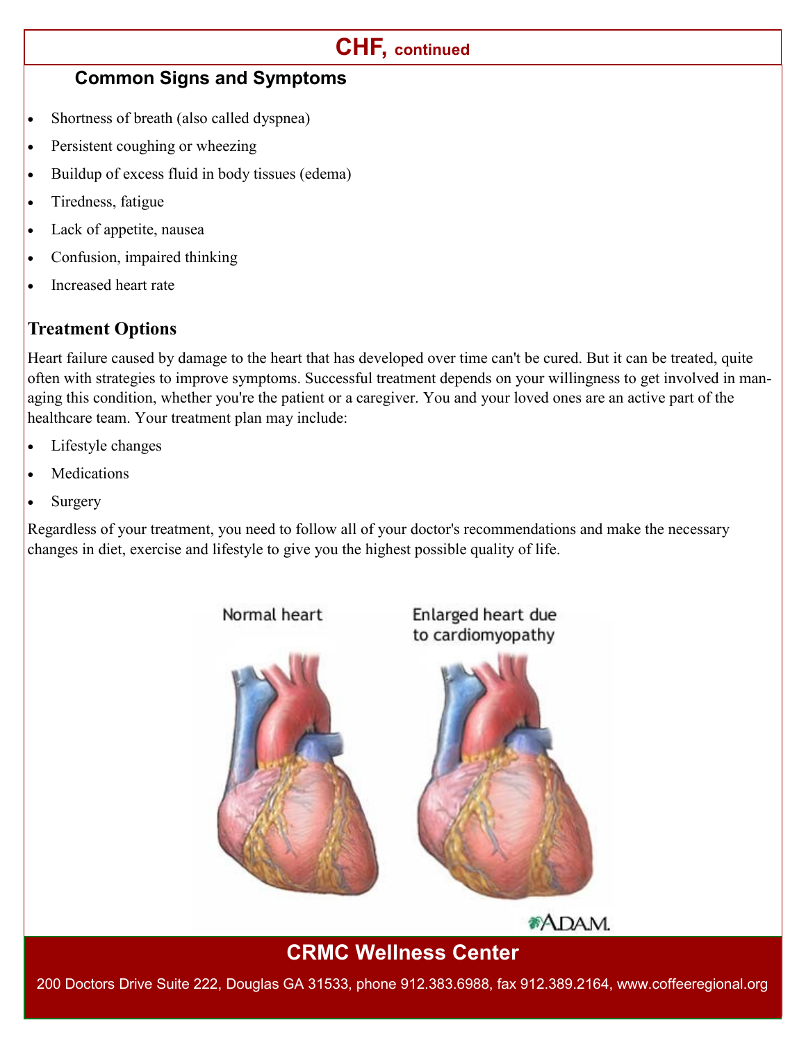# CHF, continued

## Common Signs and Symptoms

- Shortness of breath (also called dyspnea)
- Persistent coughing or wheezing
- Buildup of excess fluid in body tissues (edema)
- Tiredness, fatigue
- Lack of appetite, nausea
- Confusion, impaired thinking
- Increased heart rate

## Treatment Options

Heart failure caused by damage to the heart that has developed over time can't be cured. But it can be treated, quite often with strategies to improve symptoms. Successful treatment depends on your willingness to get involved in managing this condition, whether you're the patient or a caregiver. You and your loved ones are an active part of the healthcare team. Your treatment plan may include:

- Lifestyle changes
- Medications
- Surgery

Regardless of your treatment, you need to follow all of your doctor's recommendations and make the necessary changes in diet, exercise and lifestyle to give you the highest possible quality of life.

Normal heart

Enlarged heart due to cardiomyopathy

ADAM.

## CRMC Wellness Center

200 Doctors Drive Suite 222, Douglas GA 31533, phone 912.383.6988, fax 912.389.2164, www.coffeeregional.org